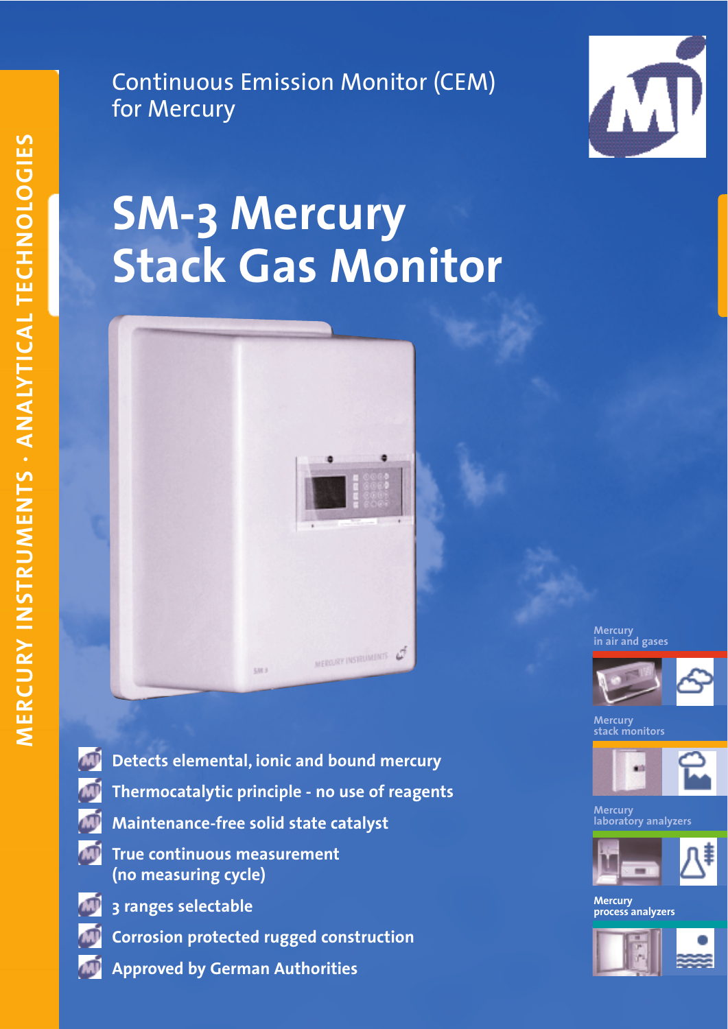MERCURY INSTRUMENTS · ANALYTICAL TECHNOLOGIES

Continuous Emission Monitor (CEM) for Mercury

# SM-3 Mercury Stack Gas Monitor

- **Detects elemental, ionic and bound mercury**
- **Thermocatalytic principle - no use of reagents**
- **Maintenance-free solid state catalyst**
- **True continuous measurement (no measuring cycle)**
- **3 ranges selectable**
- **Corrosion protected rugged construction**
- **Approved by German Authorities**

Mercury in air and gases

Mercury stack monitors

Mercury laboratory analyzers

Mercury process analyzers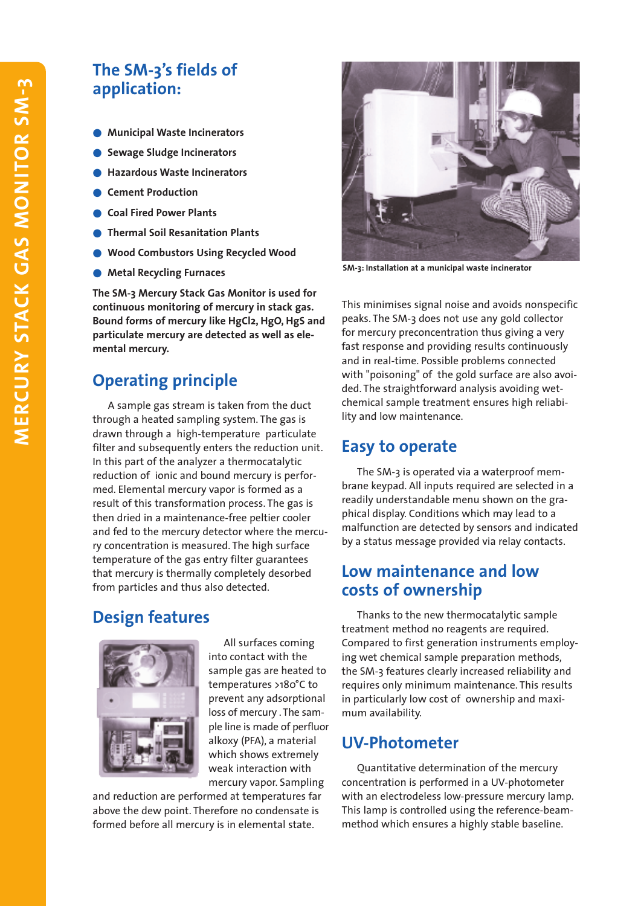## The SM-3's fields of application:

- **Municipal Waste Incinerators**
- **Sewage Sludge Incinerators**
- **Hazardous Waste Incinerators**
- **Cement Production**
- **Coal Fired Power Plants**
- **Thermal Soil Resanitation Plants**
- **Wood Combustors Using Recycled Wood**
- **Metal Recycling Furnaces**

**The SM-3 Mercury Stack Gas Monitor is used for continuous monitoring of mercury in stack gas. Bound forms of mercury like $HgCl_2$, HgO, HgS and particulate mercury are detected as well as elemental mercury.**

## Operating principle

A sample gas stream is taken from the duct through a heated sampling system. The gas is drawn through a high-temperature particulate filter and subsequently enters the reduction unit. In this part of the analyzer a thermocatalytic reduction of ionic and bound mercury is performed. Elemental mercury vapor is formed as a result of this transformation process. The gas is then dried in a maintenance-free peltier cooler and fed to the mercury detector where the mercury concentration is measured. The high surface temperature of the gas entry filter guarantees that mercury is thermally completely desorbed from particles and thus also detected.

## Design features

All surfaces coming into contact with the sample gas are heated to temperatures >180°C to prevent any adsorptional loss of mercury. The sample line is made of perfluor alkoxy (PFA), a material which shows extremely weak interaction with mercury vapor. Sampling and reduction are performed at temperatures far above the dew point. Therefore no condensate is formed before all mercury is in elemental state.

SM-3: Installation at a municipal waste incinerator

This minimises signal noise and avoids nonspecific peaks. The SM-3 does not use any gold collector for mercury preconcentration thus giving a very fast response and providing results continuously and in real-time. Possible problems connected with "poisoning" of the gold surface are also avoided. The straightforward analysis avoiding wet-chemical sample treatment ensures high reliability and low maintenance.

## Easy to operate

The SM-3 is operated via a waterproof membrane keypad. All inputs required are selected in a readily understandable menu shown on the graphical display. Conditions which may lead to a malfunction are detected by sensors and indicated by a status message provided via relay contacts.

## Low maintenance and low costs of ownership

Thanks to the new thermocatalytic sample treatment method no reagents are required. Compared to first generation instruments employing wet chemical sample preparation methods, the SM-3 features clearly increased reliability and requires only minimum maintenance. This results in particularly low cost of ownership and maximum availability.

## UV-Photometer

Quantitative determination of the mercury concentration is performed in a UV-photometer with an electrodeless low-pressure mercury lamp. This lamp is controlled using the reference-beam-method which ensures a highly stable baseline.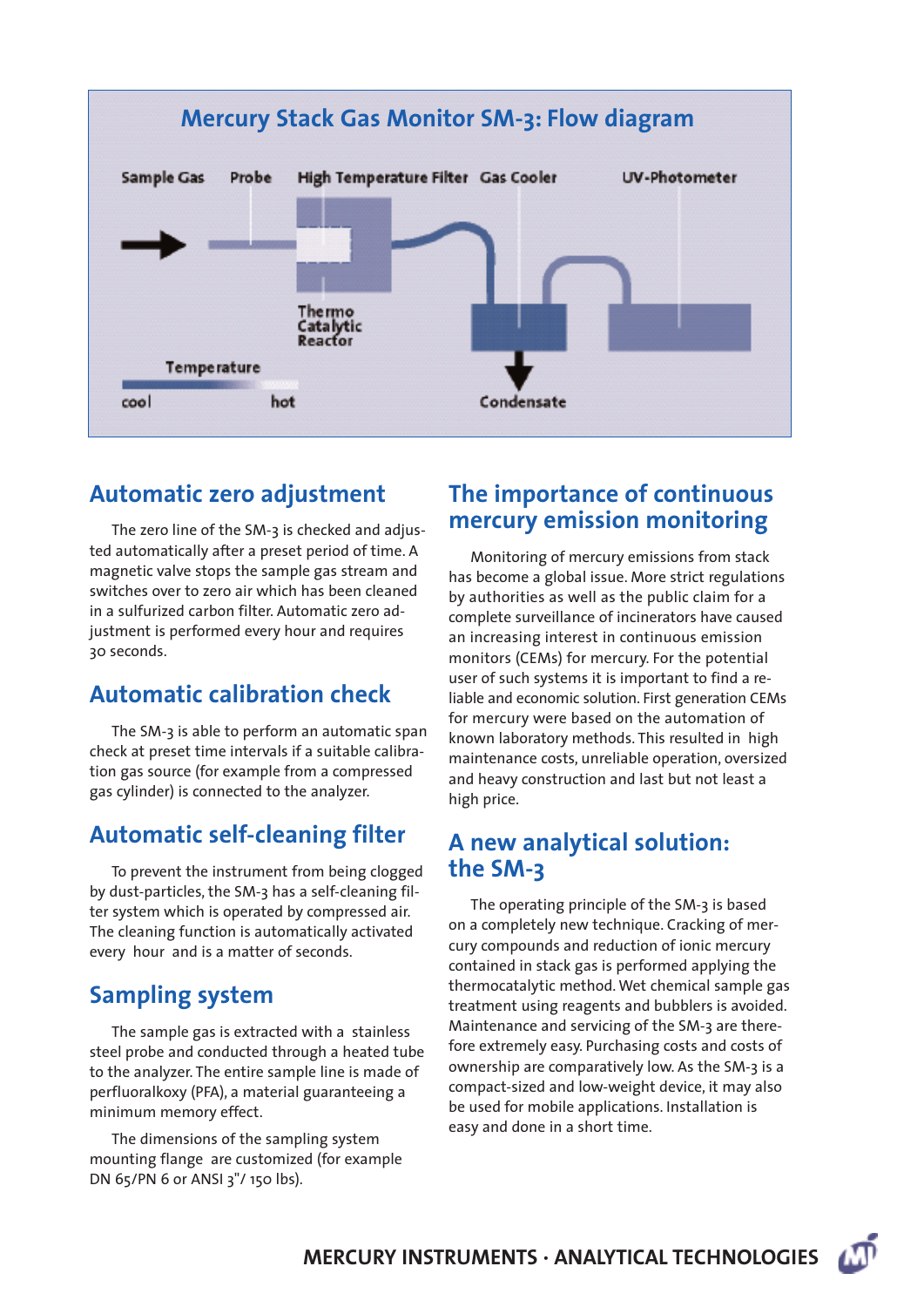## Mercury Stack Gas Monitor SM-3: Flow diagram

Sample Gas · Probe · High Temperature Filter · Gas Cooler · UV-Photometer

Thermo Catalytic Reactor

Temperature: cool — hot

Condensate

## Automatic zero adjustment

The zero line of the SM-3 is checked and adjusted automatically after a preset period of time. A magnetic valve stops the sample gas stream and switches over to zero air which has been cleaned in a sulfurized carbon filter. Automatic zero adjustment is performed every hour and requires 30 seconds.

## Automatic calibration check

The SM-3 is able to perform an automatic span check at preset time intervals if a suitable calibration gas source (for example from a compressed gas cylinder) is connected to the analyzer.

## Automatic self-cleaning filter

To prevent the instrument from being clogged by dust-particles, the SM-3 has a self-cleaning filter system which is operated by compressed air. The cleaning function is automatically activated every hour and is a matter of seconds.

## Sampling system

The sample gas is extracted with a stainless steel probe and conducted through a heated tube to the analyzer. The entire sample line is made of perfluoralkoxy (PFA), a material guaranteeing a minimum memory effect.

The dimensions of the sampling system mounting flange are customized (for example DN 65/PN 6 or ANSI 3"/ 150 lbs).

## The importance of continuous mercury emission monitoring

Monitoring of mercury emissions from stack has become a global issue. More strict regulations by authorities as well as the public claim for a complete surveillance of incinerators have caused an increasing interest in continuous emission monitors (CEMs) for mercury. For the potential user of such systems it is important to find a reliable and economic solution. First generation CEMs for mercury were based on the automation of known laboratory methods. This resulted in high maintenance costs, unreliable operation, oversized and heavy construction and last but not least a high price.

## A new analytical solution: the SM-3

The operating principle of the SM-3 is based on a completely new technique. Cracking of mercury compounds and reduction of ionic mercury contained in stack gas is performed applying the thermocatalytic method. Wet chemical sample gas treatment using reagents and bubblers is avoided. Maintenance and servicing of the SM-3 are therefore extremely easy. Purchasing costs and costs of ownership are comparatively low. As the SM-3 is a compact-sized and low-weight device, it may also be used for mobile applications. Installation is easy and done in a short time.

MERCURY INSTRUMENTS · ANALYTICAL TECHNOLOGIES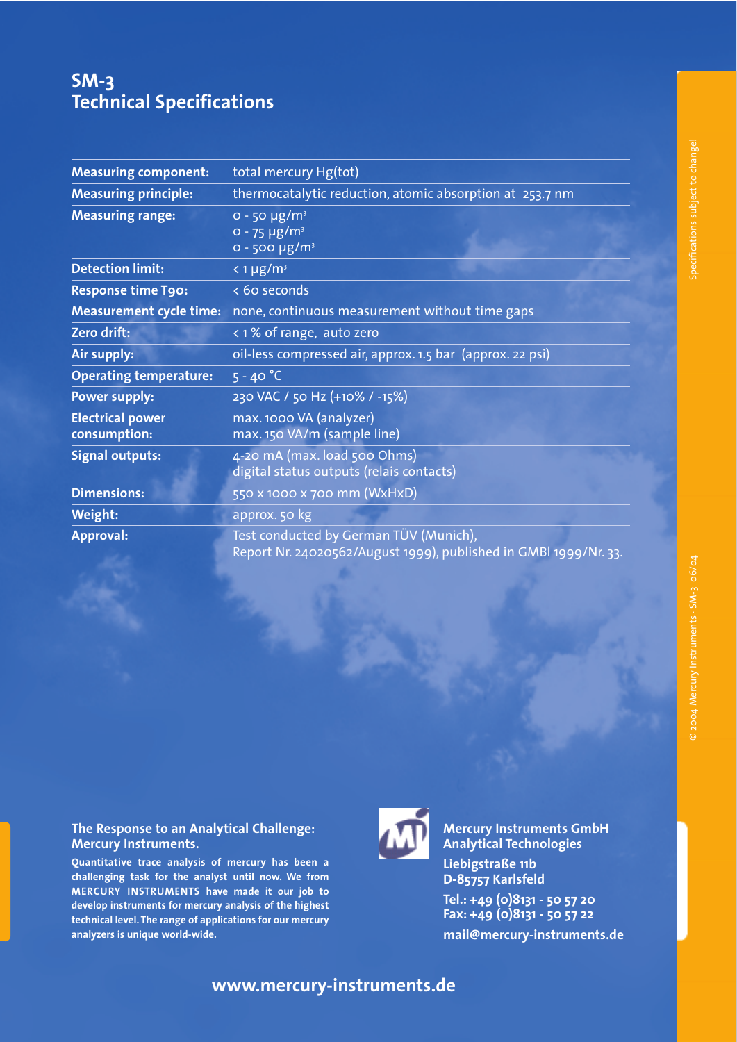# SM-3 Technical Specifications

| | |
|---|---|
| **Measuring component:** | total mercury Hg(tot) |
| **Measuring principle:** | thermocatalytic reduction, atomic absorption at 253.7 nm |
| **Measuring range:** | 0 - 50 µg/m³<br>0 - 75 µg/m³<br>0 - 500 µg/m³ |
| **Detection limit:** | < 1 µg/m³ |
| **Response time T90:** | < 60 seconds |
| **Measurement cycle time:** | none, continuous measurement without time gaps |
| **Zero drift:** | < 1 % of range, auto zero |
| **Air supply:** | oil-less compressed air, approx. 1.5 bar (approx. 22 psi) |
| **Operating temperature:** | 5 - 40 °C |
| **Power supply:** | 230 VAC / 50 Hz (+10% / -15%) |
| **Electrical power consumption:** | max. 1000 VA (analyzer)<br>max. 150 VA/m (sample line) |
| **Signal outputs:** | 4-20 mA (max. load 500 Ohms)<br>digital status outputs (relais contacts) |
| **Dimensions:** | 550 x 1000 x 700 mm (WxHxD) |
| **Weight:** | approx. 50 kg |
| **Approval:** | Test conducted by German TÜV (Munich),<br>Report Nr. 24020562/August 1999), published in GMBl 1999/Nr. 33. |

Specifications subject to change!

**The Response to an Analytical Challenge: Mercury Instruments.**

**Quantitative trace analysis of mercury has been a challenging task for the analyst until now. We from MERCURY INSTRUMENTS have made it our job to develop instruments for mercury analysis of the highest technical level. The range of applications for our mercury analyzers is unique world-wide.**

**Mercury Instruments GmbH**
**Analytical Technologies**

**Liebigstraße 11b**
**D-85757 Karlsfeld**

**Tel.: +49 (0)8131 - 50 57 20**
**Fax: +49 (0)8131 - 50 57 22**

**mail@mercury-instruments.de**

**www.mercury-instruments.de**

© 2004 Mercury Instruments · SM-3 06/04